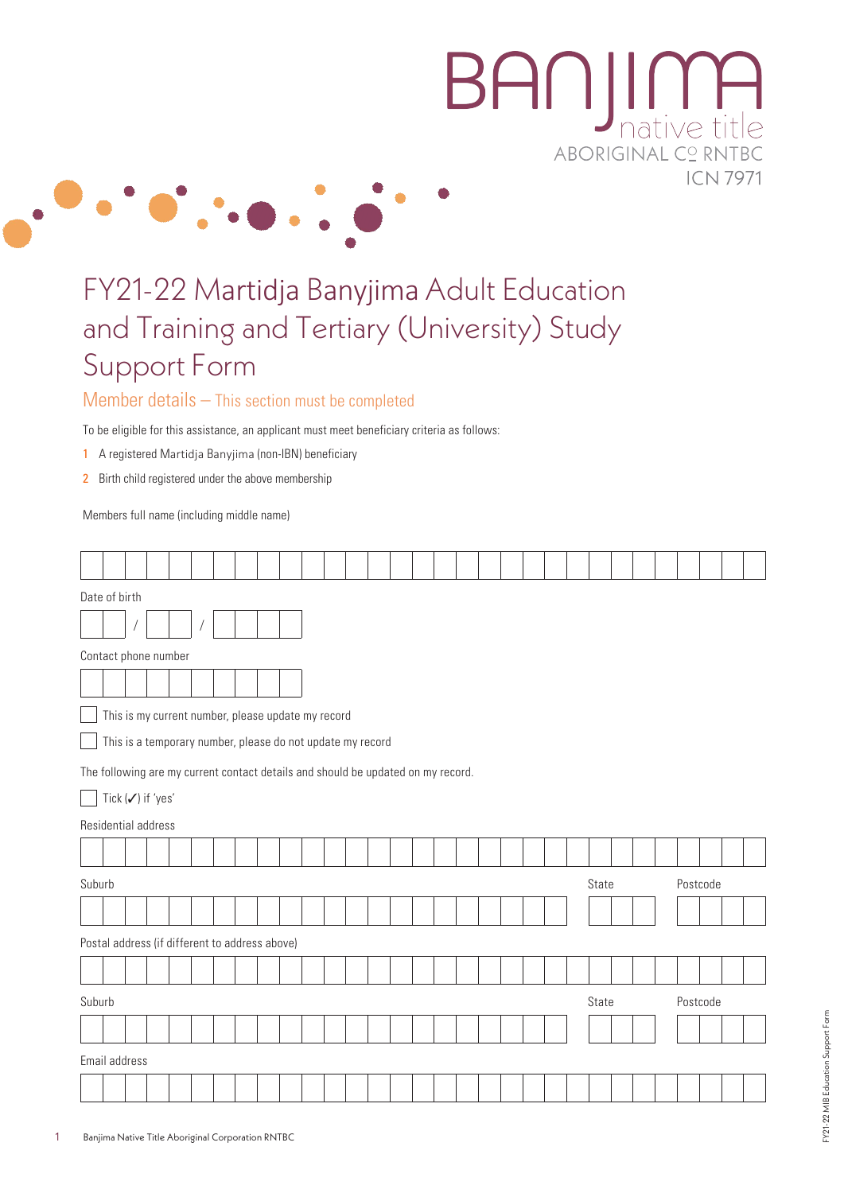BANJIMA native title ABORIGINAL CORP RNTBC ICN 7971

# FY21-22 Martidja Banyjima Adult Education and Training and Tertiary (University) Study Support Form

## Member details – This section must be completed

To be eligible for this assistance, an applicant must meet beneficiary criteria as follows:

1. A registered Martidja Banyjima (non-IBN) beneficiary
2. Birth child registered under the above membership

Members full name (including middle name)

Date of birth

/ /

Contact phone number

☐ This is my current number, please update my record

☐ This is a temporary number, please do not update my record

The following are my current contact details and should be updated on my record.

☐ Tick (✓) if 'yes'

Residential address

Suburb | State | Postcode

Postal address (if different to address above)

Suburb | State | Postcode

Email address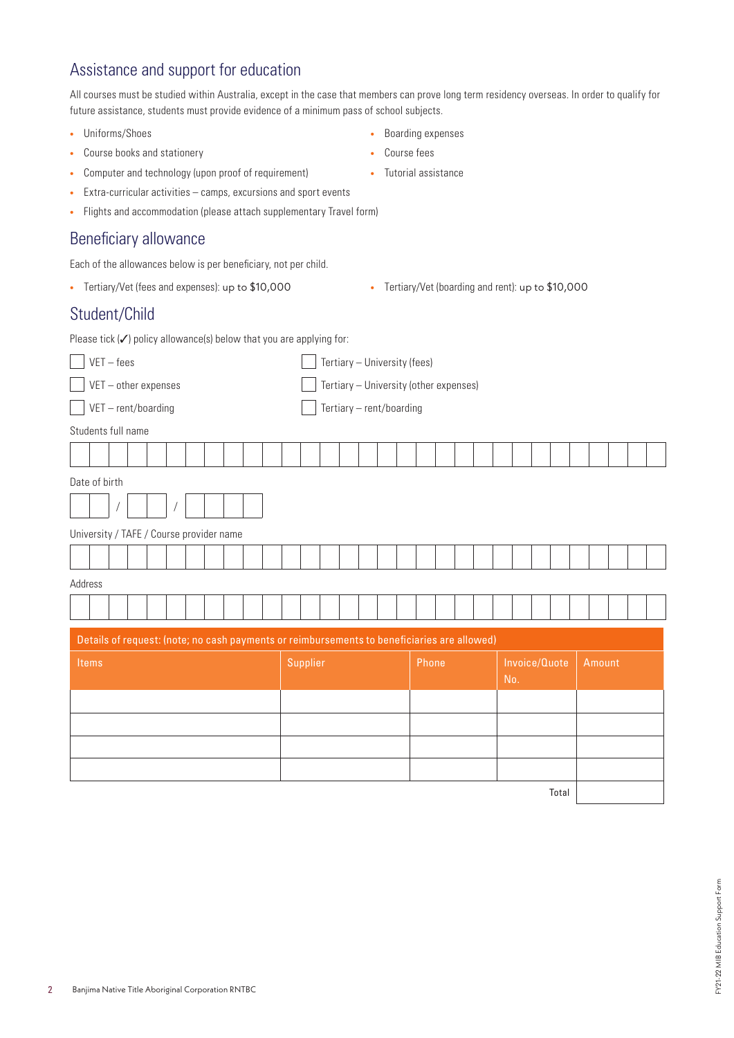## Assistance and support for education

All courses must be studied within Australia, except in the case that members can prove long term residency overseas. In order to qualify for future assistance, students must provide evidence of a minimum pass of school subjects.

- Uniforms/Shoes
- Course books and stationery
- Computer and technology (upon proof of requirement)
- Extra-curricular activities – camps, excursions and sport events
- Flights and accommodation (please attach supplementary Travel form)
- Boarding expenses
- Course fees
- Tutorial assistance

## Beneficiary allowance

Each of the allowances below is per beneficiary, not per child.

- Tertiary/Vet (fees and expenses): up to $10,000
- Tertiary/Vet (boarding and rent): up to $10,000

## Student/Child

Please tick (✓) policy allowance(s) below that you are applying for:

- ☐ VET – fees
- ☐ VET – other expenses
- ☐ VET – rent/boarding
- ☐ Tertiary – University (fees)
- ☐ Tertiary – University (other expenses)
- ☐ Tertiary – rent/boarding

Students full name

______________________________

Date of birth

____ / ____ / ________

University / TAFE / Course provider name

______________________________

Address

______________________________

**Details of request: (note; no cash payments or reimbursements to beneficiaries are allowed)**

| Items | Supplier | Phone | Invoice/Quote No. | Amount |
|---|---|---|---|---|
| | | | | |
| | | | | |
| | | | | |
| | | | | |
| | | | Total | |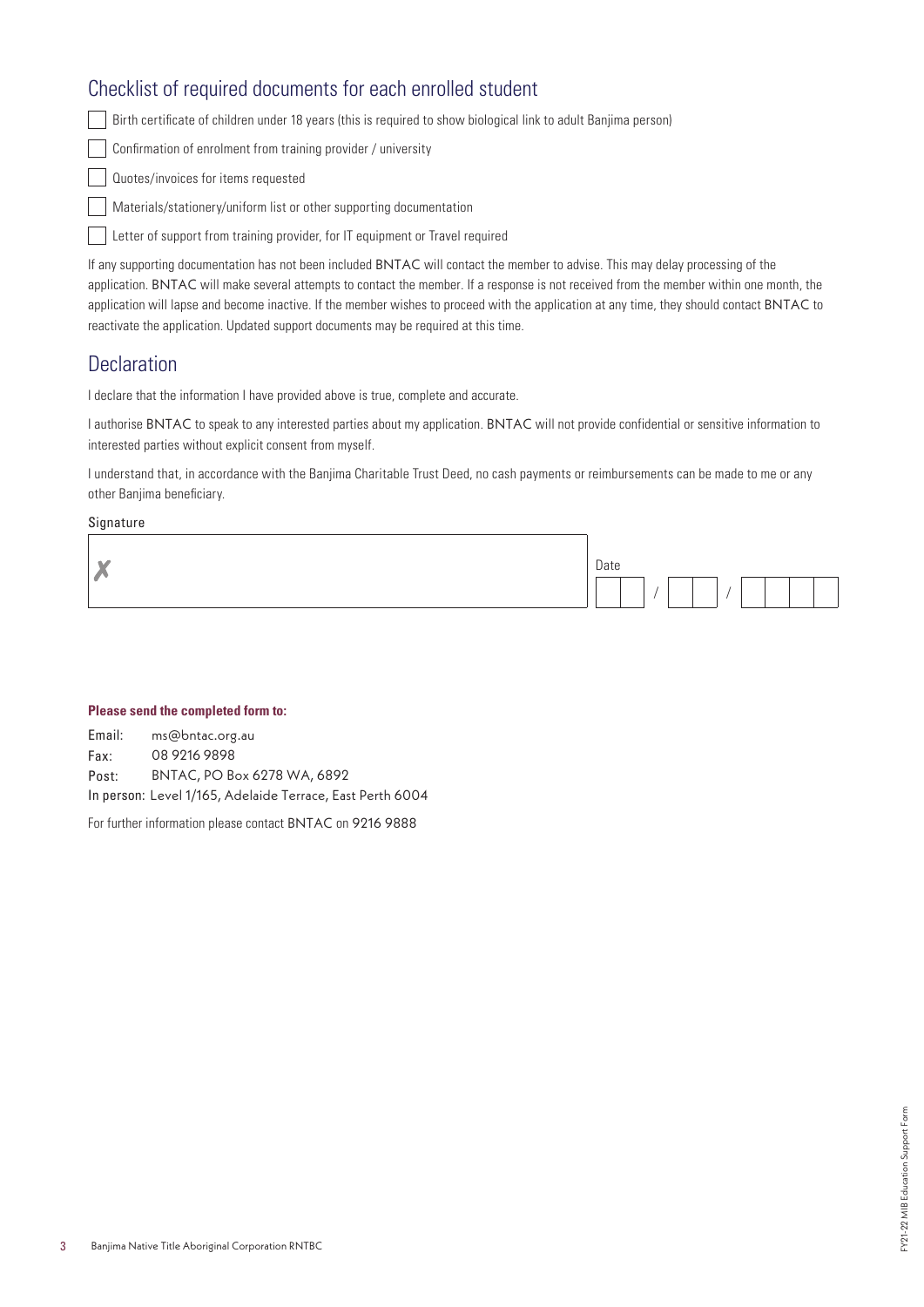## Checklist of required documents for each enrolled student

- [ ] Birth certificate of children under 18 years (this is required to show biological link to adult Banjima person)
- [ ] Confirmation of enrolment from training provider / university
- [ ] Quotes/invoices for items requested
- [ ] Materials/stationery/uniform list or other supporting documentation
- [ ] Letter of support from training provider, for IT equipment or Travel required

If any supporting documentation has not been included BNTAC will contact the member to advise. This may delay processing of the application. BNTAC will make several attempts to contact the member. If a response is not received from the member within one month, the application will lapse and become inactive. If the member wishes to proceed with the application at any time, they should contact BNTAC to reactivate the application. Updated support documents may be required at this time.

## Declaration

I declare that the information I have provided above is true, complete and accurate.

I authorise BNTAC to speak to any interested parties about my application. BNTAC will not provide confidential or sensitive information to interested parties without explicit consent from myself.

I understand that, in accordance with the Banjima Charitable Trust Deed, no cash payments or reimbursements can be made to me or any other Banjima beneficiary.

Signature

✗

Date __ __ / __ __ / __ __ __ __

**Please send the completed form to:**

Email: ms@bntac.org.au
Fax: 08 9216 9898
Post: BNTAC, PO Box 6278 WA, 6892
In person: Level 1/165, Adelaide Terrace, East Perth 6004

For further information please contact BNTAC on 9216 9888